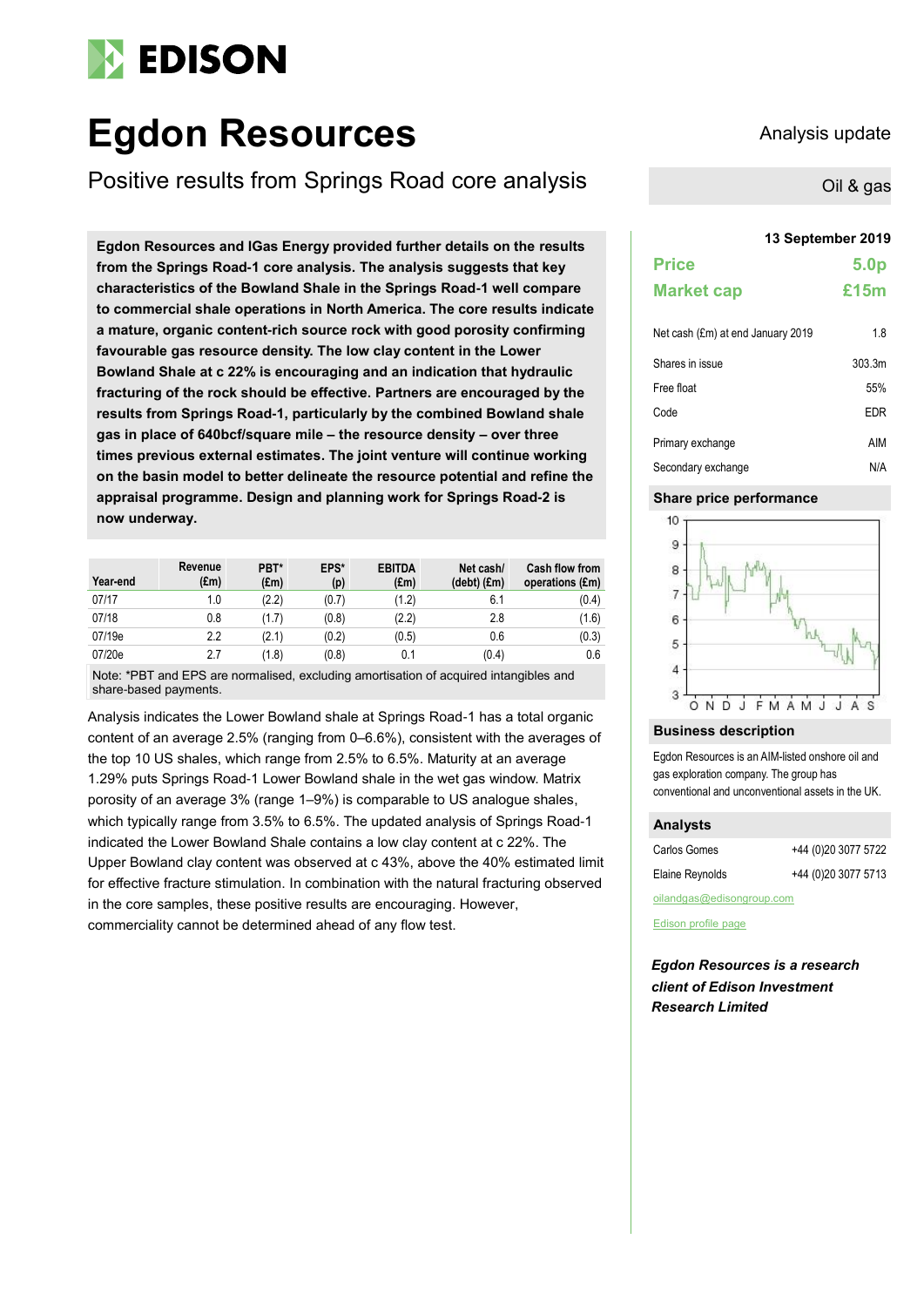# Egdon Resources

Analysis update

## Positive results from Springs Road core analysis

Oil & gas

**Egdon Resources and IGas Energy provided further details on the results from the Springs Road-1 core analysis. The analysis suggests that key characteristics of the Bowland Shale in the Springs Road-1 well compare to commercial shale operations in North America. The core results indicate a mature, organic content-rich source rock with good porosity confirming favourable gas resource density. The low clay content in the Lower Bowland Shale at c 22% is encouraging and an indication that hydraulic fracturing of the rock should be effective. Partners are encouraged by the results from Springs Road-1, particularly by the combined Bowland shale gas in place of 640bcf/square mile – the resource density – over three times previous external estimates. The joint venture will continue working on the basin model to better delineate the resource potential and refine the appraisal programme. Design and planning work for Springs Road-2 is now underway.**

| Year-end | Revenue (£m) | PBT* (£m) | EPS* (p) | EBITDA (£m) | Net cash/ (debt) (£m) | Cash flow from operations (£m) |
|---|---|---|---|---|---|---|
| 07/17 | 1.0 | (2.2) | (0.7) | (1.2) | 6.1 | (0.4) |
| 07/18 | 0.8 | (1.7) | (0.8) | (2.2) | 2.8 | (1.6) |
| 07/19e | 2.2 | (2.1) | (0.2) | (0.5) | 0.6 | (0.3) |
| 07/20e | 2.7 | (1.8) | (0.8) | 0.1 | (0.4) | 0.6 |

Note: *PBT and EPS are normalised, excluding amortisation of acquired intangibles and share-based payments.

Analysis indicates the Lower Bowland shale at Springs Road-1 has a total organic content of an average 2.5% (ranging from 0–6.6%), consistent with the averages of the top 10 US shales, which range from 2.5% to 6.5%. Maturity at an average 1.29% puts Springs Road-1 Lower Bowland shale in the wet gas window. Matrix porosity of an average 3% (range 1–9%) is comparable to US analogue shales, which typically range from 3.5% to 6.5%. The updated analysis of Springs Road-1 indicated the Lower Bowland Shale contains a low clay content at c 22%. The Upper Bowland clay content was observed at c 43%, above the 40% estimated limit for effective fracture stimulation. In combination with the natural fracturing observed in the core samples, these positive results are encouraging. However, commerciality cannot be determined ahead of any flow test.

**13 September 2019**

| | |
|---|---|
| **Price** | **5.0p** |
| **Market cap** | **£15m** |

| | |
|---|---|
| Net cash (£m) at end January 2019 | 1.8 |
| Shares in issue | 303.3m |
| Free float | 55% |
| Code | EDR |
| Primary exchange | AIM |
| Secondary exchange | N/A |

### Share price performance

### Business description

Egdon Resources is an AIM-listed onshore oil and gas exploration company. The group has conventional and unconventional assets in the UK.

### Analysts

| | |
|---|---|
| Carlos Gomes | +44 (0)20 3077 5722 |
| Elaine Reynolds | +44 (0)20 3077 5713 |

oilandgas@edisongroup.com

Edison profile page

***Egdon Resources is a research client of Edison Investment Research Limited***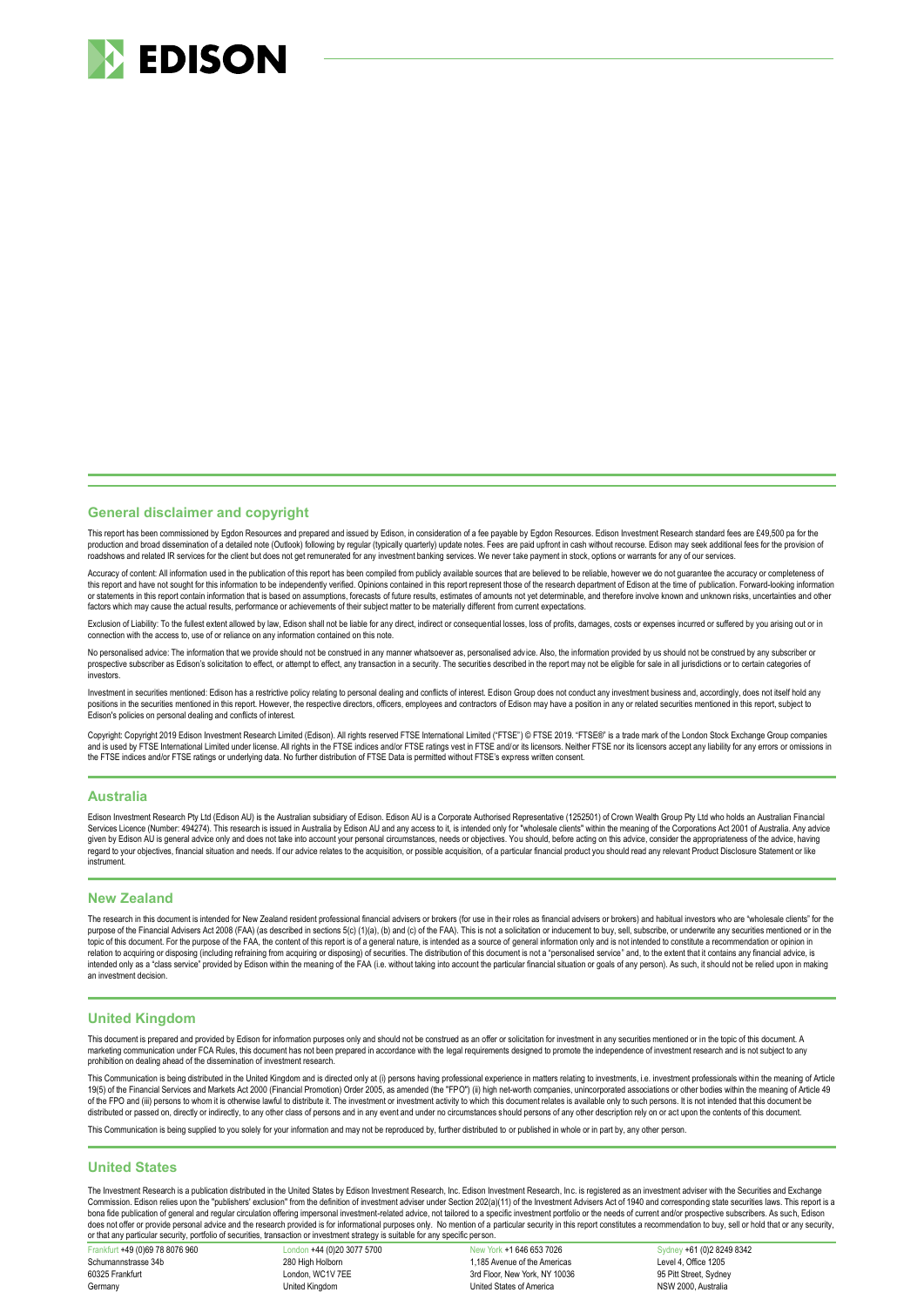## General disclaimer and copyright

This report has been commissioned by Egdon Resources and prepared and issued by Edison, in consideration of a fee payable by Egdon Resources. Edison Investment Research standard fees are £49,500 pa for the production and broad dissemination of a detailed note (Outlook) following by regular (typically quarterly) update notes. Fees are paid upfront in cash without recourse. Edison may seek additional fees for the provision of roadshows and related IR services for the client but does not get remunerated for any investment banking services. We never take payment in stock, options or warrants for any of our services.

Accuracy of content: All information used in the publication of this report has been compiled from publicly available sources that are believed to be reliable, however we do not guarantee the accuracy or completeness of this report and have not sought for this information to be independently verified. Opinions contained in this report represent those of the research department of Edison at the time of publication. Forward-looking information or statements in this report contain information that is based on assumptions, forecasts of future results, estimates of amounts not yet determinable, and therefore involve known and unknown risks, uncertainties and other factors which may cause the actual results, performance or achievements of their subject matter to be materially different from current expectations.

Exclusion of Liability: To the fullest extent allowed by law, Edison shall not be liable for any direct, indirect or consequential losses, loss of profits, damages, costs or expenses incurred or suffered by you arising out or in connection with the access to, use of or reliance on any information contained on this note.

No personalised advice: The information that we provide should not be construed in any manner whatsoever as, personalised advice. Also, the information provided by us should not be construed by any subscriber or prospective subscriber as Edison's solicitation to effect, or attempt to effect, any transaction in a security. The securities described in the report may not be eligible for sale in all jurisdictions or to certain categories of investors.

Investment in securities mentioned: Edison has a restrictive policy relating to personal dealing and conflicts of interest. Edison Group does not conduct any investment business and, accordingly, does not itself hold any positions in the securities mentioned in this report. However, the respective directors, officers, employees and contractors of Edison may have a position in any or related securities mentioned in this report, subject to Edison's policies on personal dealing and conflicts of interest.

Copyright: Copyright 2019 Edison Investment Research Limited (Edison). All rights reserved FTSE International Limited ("FTSE") © FTSE 2019. "FTSE®" is a trade mark of the London Stock Exchange Group companies and is used by FTSE International Limited under license. All rights in the FTSE indices and/or FTSE ratings vest in FTSE and/or its licensors. Neither FTSE nor its licensors accept any liability for any errors or omissions in the FTSE indices and/or FTSE ratings or underlying data. No further distribution of FTSE Data is permitted without FTSE's express written consent.

## Australia

Edison Investment Research Pty Ltd (Edison AU) is the Australian subsidiary of Edison. Edison AU is a Corporate Authorised Representative (1252501) of Crown Wealth Group Pty Ltd who holds an Australian Financial Services Licence (Number: 494274). This research is issued in Australia by Edison AU and any access to it, is intended only for "wholesale clients" within the meaning of the Corporations Act 2001 of Australia. Any advice given by Edison AU is general advice only and does not take into account your personal circumstances, needs or objectives. You should, before acting on this advice, consider the appropriateness of the advice, having regard to your objectives, financial situation and needs. If our advice relates to the acquisition, or possible acquisition, of a particular financial product you should read any relevant Product Disclosure Statement or like instrument.

## New Zealand

The research in this document is intended for New Zealand resident professional financial advisers or brokers (for use in their roles as financial advisers or brokers) and habitual investors who are "wholesale clients" for the purpose of the Financial Advisers Act 2008 (FAA) (as described in sections 5(c) (1)(a), (b) and (c) of the FAA). This is not a solicitation or inducement to buy, sell, subscribe, or underwrite any securities mentioned or in the topic of this document. For the purpose of the FAA, the content of this report is of a general nature, is intended as a source of general information only and is not intended to constitute a recommendation or opinion in relation to acquiring or disposing (including refraining from acquiring or disposing) of securities. The distribution of this document is not a "personalised service" and, to the extent that it contains any financial advice, is intended only as a "class service" provided by Edison within the meaning of the FAA (i.e. without taking into account the particular financial situation or goals of any person). As such, it should not be relied upon in making an investment decision.

## United Kingdom

This document is prepared and provided by Edison for information purposes only and should not be construed as an offer or solicitation for investment in any securities mentioned or in the topic of this document. A marketing communication under FCA Rules, this document has not been prepared in accordance with the legal requirements designed to promote the independence of investment research and is not subject to any prohibition on dealing ahead of the dissemination of investment research.

This Communication is being distributed in the United Kingdom and is directed only at (i) persons having professional experience in matters relating to investments, i.e. investment professionals within the meaning of Article 19(5) of the Financial Services and Markets Act 2000 (Financial Promotion) Order 2005, as amended (the "FPO") (ii) high net-worth companies, unincorporated associations or other bodies within the meaning of Article 49 of the FPO and (iii) persons to whom it is otherwise lawful to distribute it. The investment or investment activity to which this document relates is available only to such persons. It is not intended that this document be distributed or passed on, directly or indirectly, to any other class of persons and in any event and under no circumstances should persons of any other description rely on or act upon the contents of this document.

This Communication is being supplied to you solely for your information and may not be reproduced by, further distributed to or published in whole or in part by, any other person.

## United States

The Investment Research is a publication distributed in the United States by Edison Investment Research, Inc. Edison Investment Research, Inc. is registered as an investment adviser with the Securities and Exchange Commission. Edison relies upon the "publishers' exclusion" from the definition of investment adviser under Section 202(a)(11) of the Investment Advisers Act of 1940 and corresponding state securities laws. This report is a bona fide publication of general and regular circulation offering impersonal investment-related advice, not tailored to a specific investment portfolio or the needs of current and/or prospective subscribers. As such, Edison does not offer or provide personal advice and the research provided is for informational purposes only. No mention of a particular security in this report constitutes a recommendation to buy, sell or hold that or any security, or that any particular security, portfolio of securities, transaction or investment strategy is suitable for any specific person.

Frankfurt +49 (0)69 78 8076 960
Schumannstrasse 34b
60325 Frankfurt
Germany

London +44 (0)20 3077 5700
280 High Holborn
London, WC1V 7EE
United Kingdom

New York +1 646 653 7026
1,185 Avenue of the Americas
3rd Floor, New York, NY 10036
United States of America

Sydney +61 (0)2 8249 8342
Level 4, Office 1205
95 Pitt Street, Sydney
NSW 2000, Australia